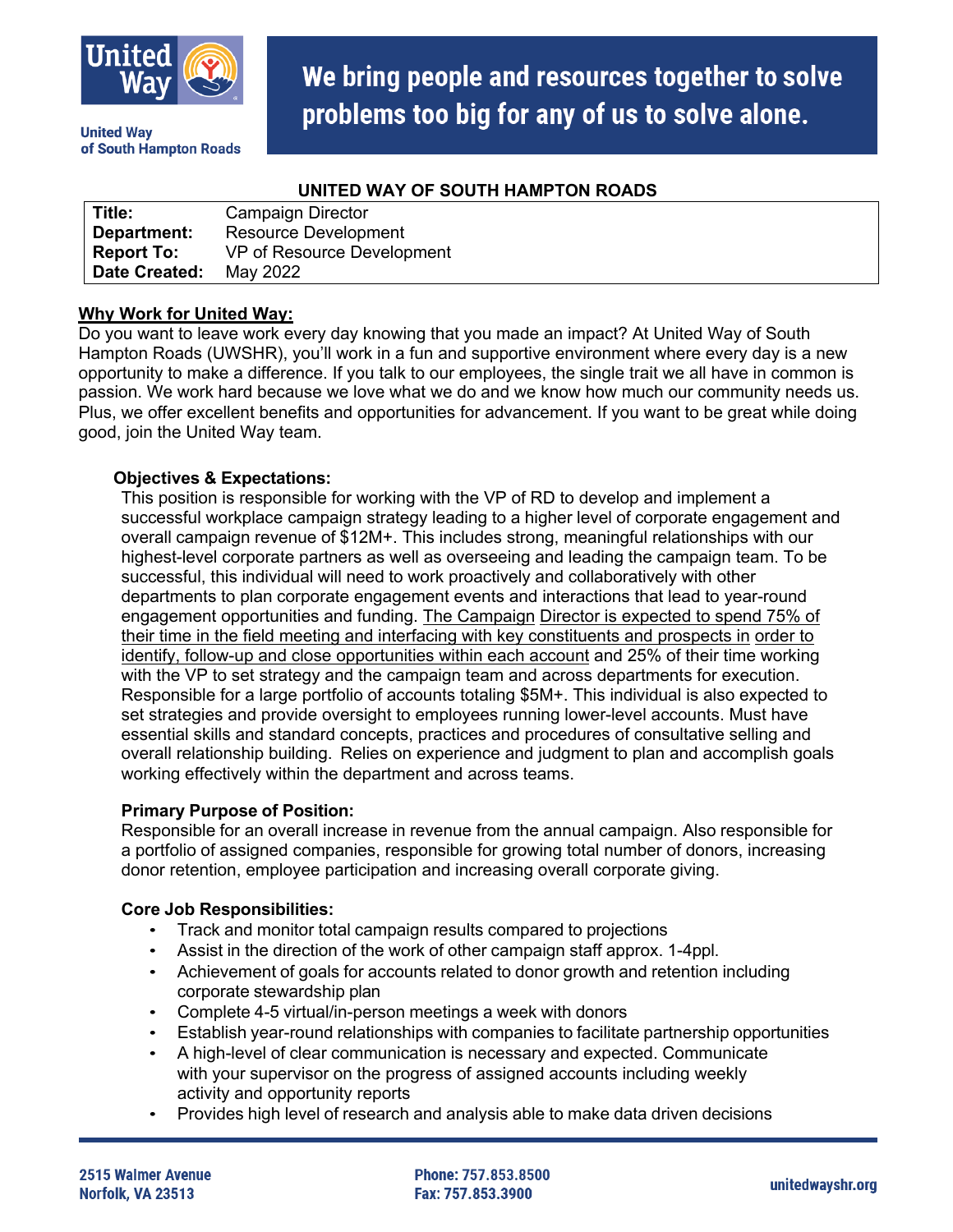United Way of South Hampton Roads

**We bring people and resources together to solve problems too big for any of us to solve alone.**

## UNITED WAY OF SOUTH HAMPTON ROADS

| | |
|---|---|
| **Title:** | Campaign Director |
| **Department:** | Resource Development |
| **Report To:** | VP of Resource Development |
| **Date Created:** | May 2022 |

**Why Work for United Way:**

Do you want to leave work every day knowing that you made an impact? At United Way of South Hampton Roads (UWSHR), you'll work in a fun and supportive environment where every day is a new opportunity to make a difference. If you talk to our employees, the single trait we all have in common is passion. We work hard because we love what we do and we know how much our community needs us. Plus, we offer excellent benefits and opportunities for advancement. If you want to be great while doing good, join the United Way team.

**Objectives & Expectations:**

This position is responsible for working with the VP of RD to develop and implement a successful workplace campaign strategy leading to a higher level of corporate engagement and overall campaign revenue of $12M+. This includes strong, meaningful relationships with our highest-level corporate partners as well as overseeing and leading the campaign team. To be successful, this individual will need to work proactively and collaboratively with other departments to plan corporate engagement events and interactions that lead to year-round engagement opportunities and funding. The Campaign Director is expected to spend 75% of their time in the field meeting and interfacing with key constituents and prospects in order to identify, follow-up and close opportunities within each account and 25% of their time working with the VP to set strategy and the campaign team and across departments for execution. Responsible for a large portfolio of accounts totaling $5M+. This individual is also expected to set strategies and provide oversight to employees running lower-level accounts. Must have essential skills and standard concepts, practices and procedures of consultative selling and overall relationship building. Relies on experience and judgment to plan and accomplish goals working effectively within the department and across teams.

**Primary Purpose of Position:**

Responsible for an overall increase in revenue from the annual campaign. Also responsible for a portfolio of assigned companies, responsible for growing total number of donors, increasing donor retention, employee participation and increasing overall corporate giving.

**Core Job Responsibilities:**

- Track and monitor total campaign results compared to projections
- Assist in the direction of the work of other campaign staff approx. 1-4ppl.
- Achievement of goals for accounts related to donor growth and retention including corporate stewardship plan
- Complete 4-5 virtual/in-person meetings a week with donors
- Establish year-round relationships with companies to facilitate partnership opportunities
- A high-level of clear communication is necessary and expected. Communicate with your supervisor on the progress of assigned accounts including weekly activity and opportunity reports
- Provides high level of research and analysis able to make data driven decisions

2515 Walmer Avenue
Norfolk, VA 23513

Phone: 757.853.8500
Fax: 757.853.3900

unitedwayshr.org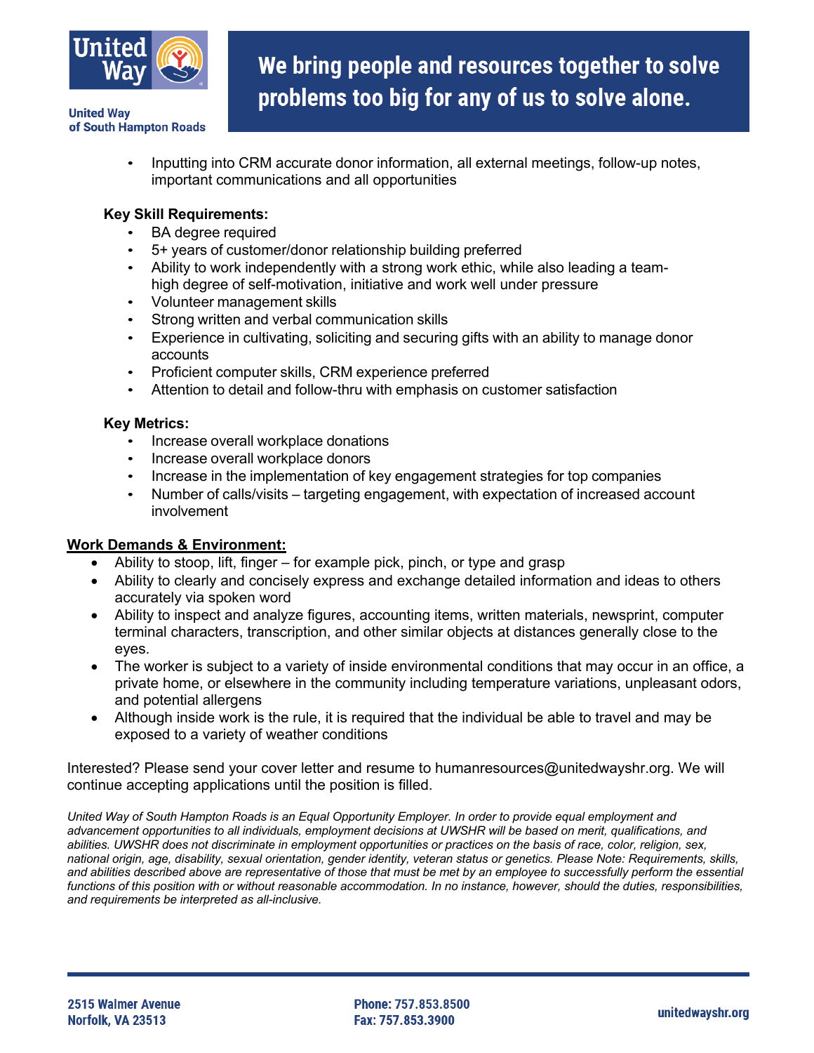- Inputting into CRM accurate donor information, all external meetings, follow-up notes, important communications and all opportunities

**Key Skill Requirements:**

- BA degree required
- 5+ years of customer/donor relationship building preferred
- Ability to work independently with a strong work ethic, while also leading a team-high degree of self-motivation, initiative and work well under pressure
- Volunteer management skills
- Strong written and verbal communication skills
- Experience in cultivating, soliciting and securing gifts with an ability to manage donor accounts
- Proficient computer skills, CRM experience preferred
- Attention to detail and follow-thru with emphasis on customer satisfaction

**Key Metrics:**

- Increase overall workplace donations
- Increase overall workplace donors
- Increase in the implementation of key engagement strategies for top companies
- Number of calls/visits – targeting engagement, with expectation of increased account involvement

**Work Demands & Environment:**

- Ability to stoop, lift, finger – for example pick, pinch, or type and grasp
- Ability to clearly and concisely express and exchange detailed information and ideas to others accurately via spoken word
- Ability to inspect and analyze figures, accounting items, written materials, newsprint, computer terminal characters, transcription, and other similar objects at distances generally close to the eyes.
- The worker is subject to a variety of inside environmental conditions that may occur in an office, a private home, or elsewhere in the community including temperature variations, unpleasant odors, and potential allergens
- Although inside work is the rule, it is required that the individual be able to travel and may be exposed to a variety of weather conditions

Interested? Please send your cover letter and resume to humanresources@unitedwayshr.org. We will continue accepting applications until the position is filled.

*United Way of South Hampton Roads is an Equal Opportunity Employer. In order to provide equal employment and advancement opportunities to all individuals, employment decisions at UWSHR will be based on merit, qualifications, and abilities. UWSHR does not discriminate in employment opportunities or practices on the basis of race, color, religion, sex, national origin, age, disability, sexual orientation, gender identity, veteran status or genetics. Please Note: Requirements, skills, and abilities described above are representative of those that must be met by an employee to successfully perform the essential functions of this position with or without reasonable accommodation. In no instance, however, should the duties, responsibilities, and requirements be interpreted as all-inclusive.*